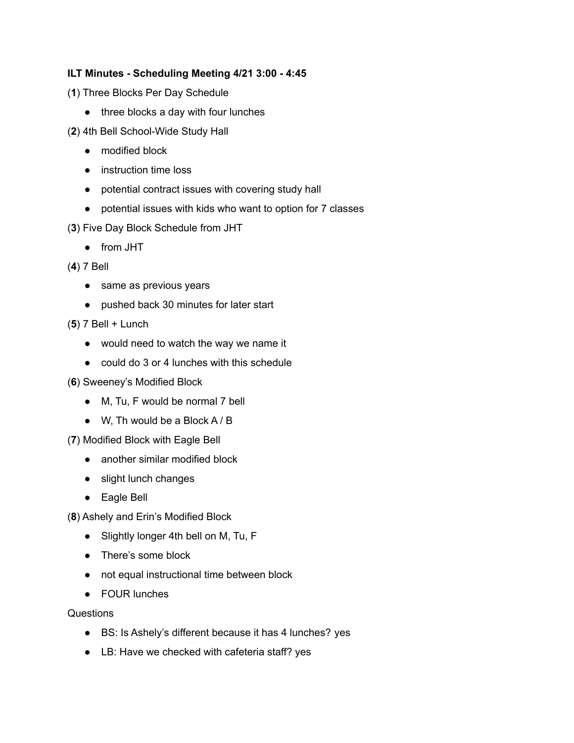**ILT Minutes - Scheduling Meeting 4/21 3:00 - 4:45**

(**1**) Three Blocks Per Day Schedule

- three blocks a day with four lunches

(**2**) 4th Bell School-Wide Study Hall

- modified block
- instruction time loss
- potential contract issues with covering study hall
- potential issues with kids who want to option for 7 classes

(**3**) Five Day Block Schedule from JHT

- from JHT

(**4**) 7 Bell

- same as previous years
- pushed back 30 minutes for later start

(**5**) 7 Bell + Lunch

- would need to watch the way we name it
- could do 3 or 4 lunches with this schedule

(**6**) Sweeney's Modified Block

- M, Tu, F would be normal 7 bell
- W, Th would be a Block A / B

(**7**) Modified Block with Eagle Bell

- another similar modified block
- slight lunch changes
- Eagle Bell

(**8**) Ashely and Erin's Modified Block

- Slightly longer 4th bell on M, Tu, F
- There's some block
- not equal instructional time between block
- FOUR lunches

Questions

- BS: Is Ashely's different because it has 4 lunches? yes
- LB: Have we checked with cafeteria staff? yes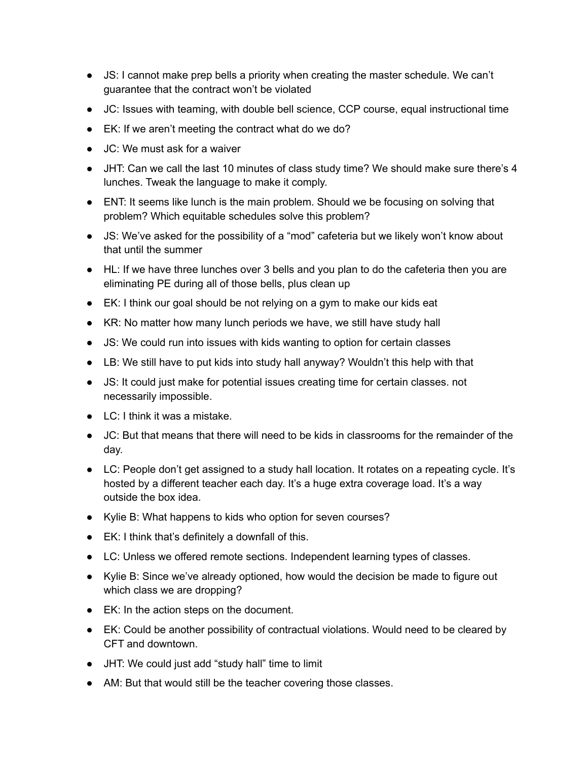- JS: I cannot make prep bells a priority when creating the master schedule. We can't guarantee that the contract won't be violated
- JC: Issues with teaming, with double bell science, CCP course, equal instructional time
- EK: If we aren't meeting the contract what do we do?
- JC: We must ask for a waiver
- JHT: Can we call the last 10 minutes of class study time? We should make sure there's 4 lunches. Tweak the language to make it comply.
- ENT: It seems like lunch is the main problem. Should we be focusing on solving that problem? Which equitable schedules solve this problem?
- JS: We've asked for the possibility of a "mod" cafeteria but we likely won't know about that until the summer
- HL: If we have three lunches over 3 bells and you plan to do the cafeteria then you are eliminating PE during all of those bells, plus clean up
- EK: I think our goal should be not relying on a gym to make our kids eat
- KR: No matter how many lunch periods we have, we still have study hall
- JS: We could run into issues with kids wanting to option for certain classes
- LB: We still have to put kids into study hall anyway? Wouldn't this help with that
- JS: It could just make for potential issues creating time for certain classes. not necessarily impossible.
- LC: I think it was a mistake.
- JC: But that means that there will need to be kids in classrooms for the remainder of the day.
- LC: People don't get assigned to a study hall location. It rotates on a repeating cycle. It's hosted by a different teacher each day. It's a huge extra coverage load. It's a way outside the box idea.
- Kylie B: What happens to kids who option for seven courses?
- EK: I think that's definitely a downfall of this.
- LC: Unless we offered remote sections. Independent learning types of classes.
- Kylie B: Since we've already optioned, how would the decision be made to figure out which class we are dropping?
- EK: In the action steps on the document.
- EK: Could be another possibility of contractual violations. Would need to be cleared by CFT and downtown.
- JHT: We could just add "study hall" time to limit
- AM: But that would still be the teacher covering those classes.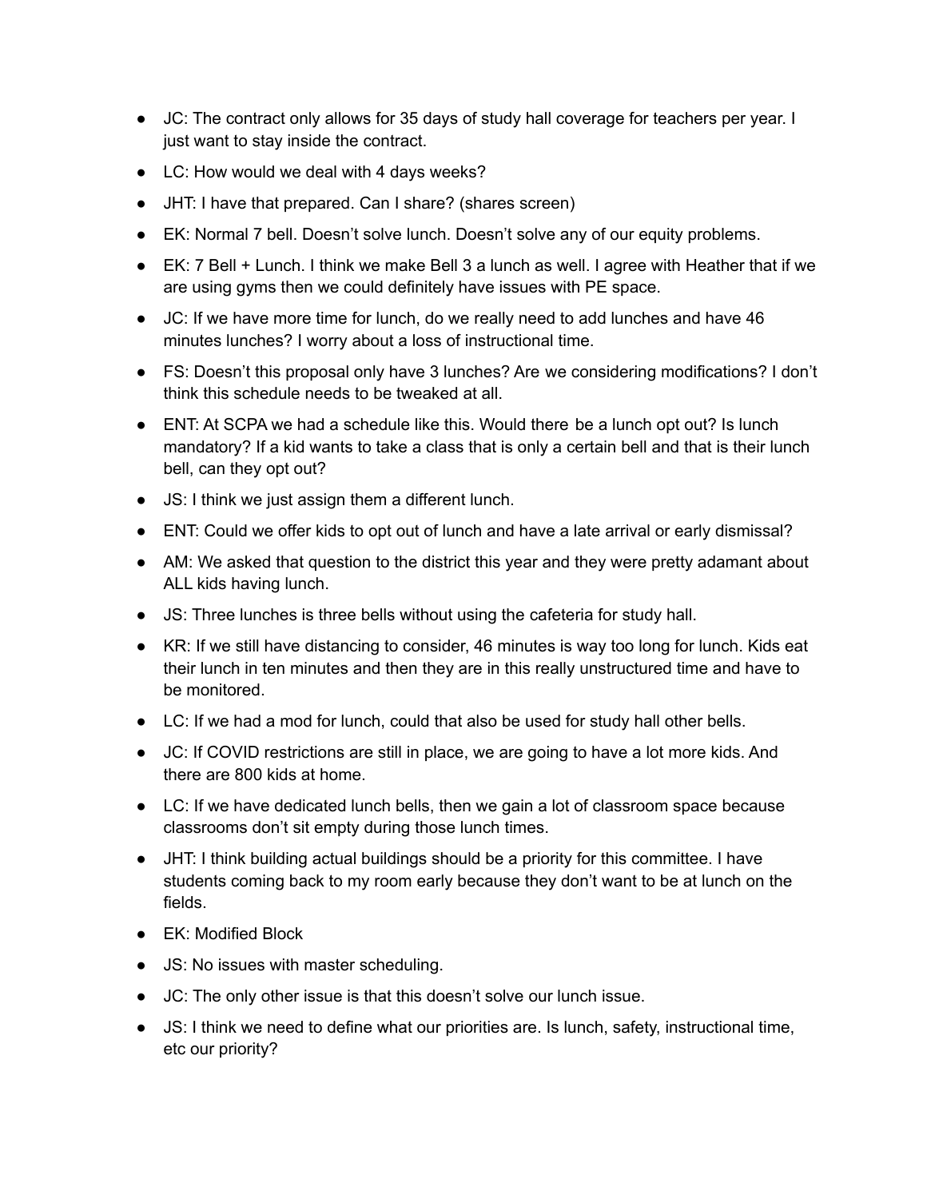- JC: The contract only allows for 35 days of study hall coverage for teachers per year. I just want to stay inside the contract.
- LC: How would we deal with 4 days weeks?
- JHT: I have that prepared. Can I share? (shares screen)
- EK: Normal 7 bell. Doesn't solve lunch. Doesn't solve any of our equity problems.
- EK: 7 Bell + Lunch. I think we make Bell 3 a lunch as well. I agree with Heather that if we are using gyms then we could definitely have issues with PE space.
- JC: If we have more time for lunch, do we really need to add lunches and have 46 minutes lunches? I worry about a loss of instructional time.
- FS: Doesn't this proposal only have 3 lunches? Are we considering modifications? I don't think this schedule needs to be tweaked at all.
- ENT: At SCPA we had a schedule like this. Would there be a lunch opt out? Is lunch mandatory? If a kid wants to take a class that is only a certain bell and that is their lunch bell, can they opt out?
- JS: I think we just assign them a different lunch.
- ENT: Could we offer kids to opt out of lunch and have a late arrival or early dismissal?
- AM: We asked that question to the district this year and they were pretty adamant about ALL kids having lunch.
- JS: Three lunches is three bells without using the cafeteria for study hall.
- KR: If we still have distancing to consider, 46 minutes is way too long for lunch. Kids eat their lunch in ten minutes and then they are in this really unstructured time and have to be monitored.
- LC: If we had a mod for lunch, could that also be used for study hall other bells.
- JC: If COVID restrictions are still in place, we are going to have a lot more kids. And there are 800 kids at home.
- LC: If we have dedicated lunch bells, then we gain a lot of classroom space because classrooms don't sit empty during those lunch times.
- JHT: I think building actual buildings should be a priority for this committee. I have students coming back to my room early because they don't want to be at lunch on the fields.
- EK: Modified Block
- JS: No issues with master scheduling.
- JC: The only other issue is that this doesn't solve our lunch issue.
- JS: I think we need to define what our priorities are. Is lunch, safety, instructional time, etc our priority?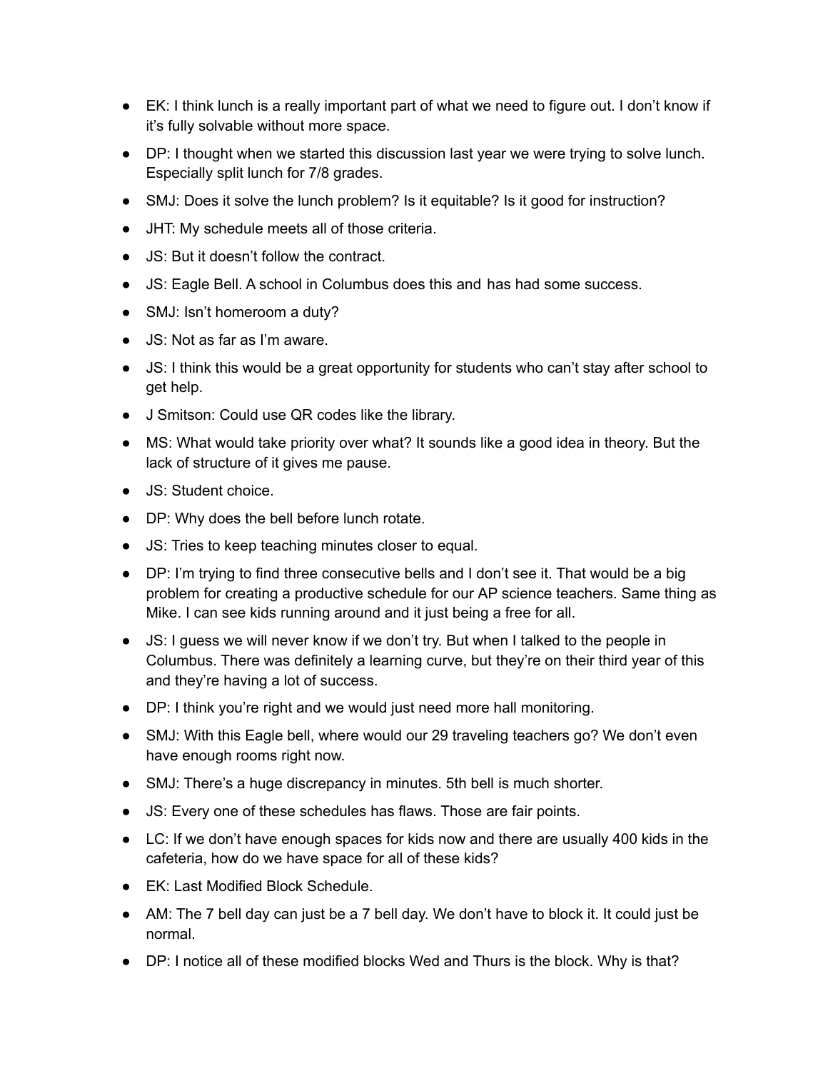- EK: I think lunch is a really important part of what we need to figure out. I don't know if it's fully solvable without more space.
- DP: I thought when we started this discussion last year we were trying to solve lunch. Especially split lunch for 7/8 grades.
- SMJ: Does it solve the lunch problem? Is it equitable? Is it good for instruction?
- JHT: My schedule meets all of those criteria.
- JS: But it doesn't follow the contract.
- JS: Eagle Bell. A school in Columbus does this and has had some success.
- SMJ: Isn't homeroom a duty?
- JS: Not as far as I'm aware.
- JS: I think this would be a great opportunity for students who can't stay after school to get help.
- J Smitson: Could use QR codes like the library.
- MS: What would take priority over what? It sounds like a good idea in theory. But the lack of structure of it gives me pause.
- JS: Student choice.
- DP: Why does the bell before lunch rotate.
- JS: Tries to keep teaching minutes closer to equal.
- DP: I'm trying to find three consecutive bells and I don't see it. That would be a big problem for creating a productive schedule for our AP science teachers. Same thing as Mike. I can see kids running around and it just being a free for all.
- JS: I guess we will never know if we don't try. But when I talked to the people in Columbus. There was definitely a learning curve, but they're on their third year of this and they're having a lot of success.
- DP: I think you're right and we would just need more hall monitoring.
- SMJ: With this Eagle bell, where would our 29 traveling teachers go? We don't even have enough rooms right now.
- SMJ: There's a huge discrepancy in minutes. 5th bell is much shorter.
- JS: Every one of these schedules has flaws. Those are fair points.
- LC: If we don't have enough spaces for kids now and there are usually 400 kids in the cafeteria, how do we have space for all of these kids?
- EK: Last Modified Block Schedule.
- AM: The 7 bell day can just be a 7 bell day. We don't have to block it. It could just be normal.
- DP: I notice all of these modified blocks Wed and Thurs is the block. Why is that?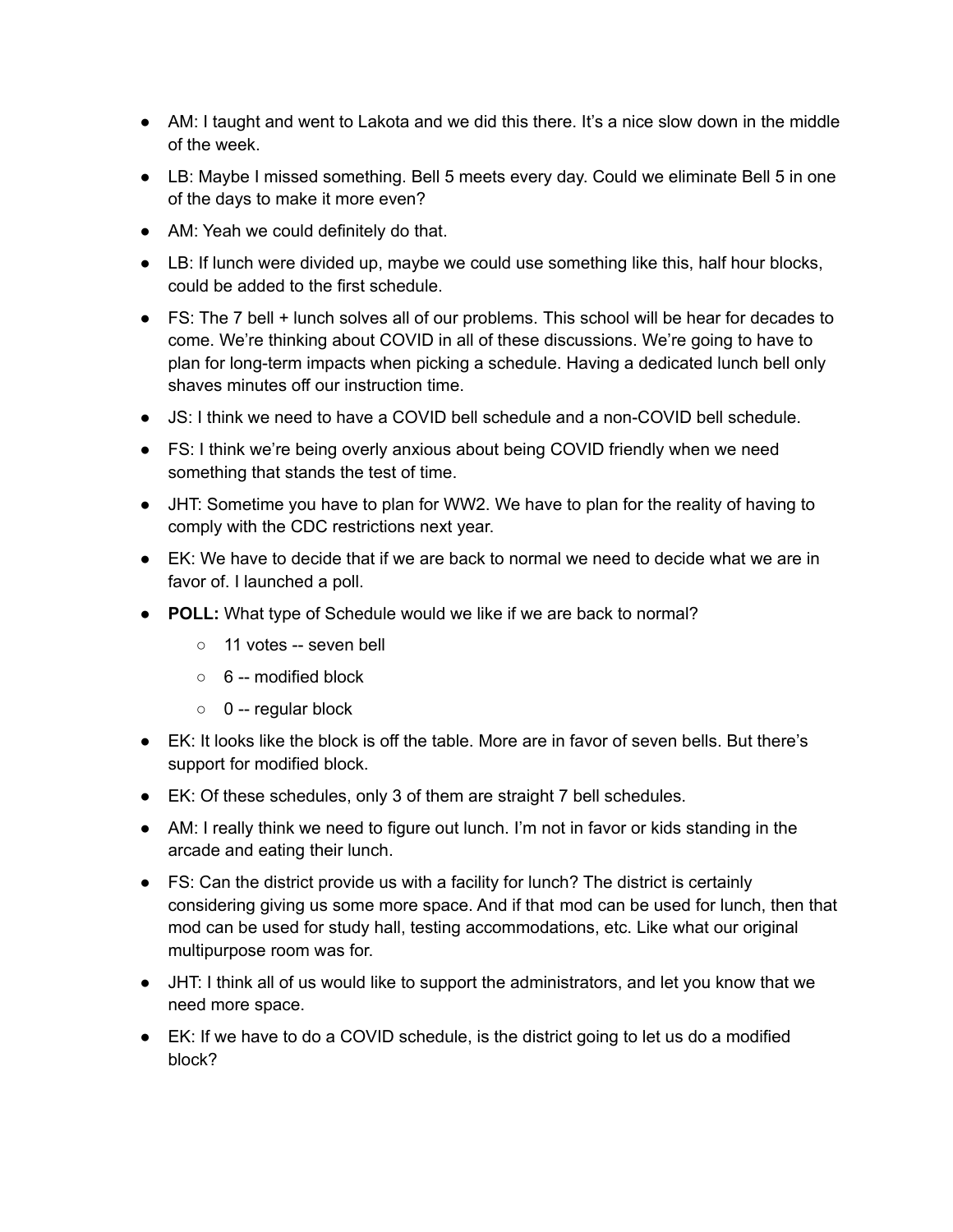- AM: I taught and went to Lakota and we did this there. It's a nice slow down in the middle of the week.
- LB: Maybe I missed something. Bell 5 meets every day. Could we eliminate Bell 5 in one of the days to make it more even?
- AM: Yeah we could definitely do that.
- LB: If lunch were divided up, maybe we could use something like this, half hour blocks, could be added to the first schedule.
- FS: The 7 bell + lunch solves all of our problems. This school will be hear for decades to come. We're thinking about COVID in all of these discussions. We're going to have to plan for long-term impacts when picking a schedule. Having a dedicated lunch bell only shaves minutes off our instruction time.
- JS: I think we need to have a COVID bell schedule and a non-COVID bell schedule.
- FS: I think we're being overly anxious about being COVID friendly when we need something that stands the test of time.
- JHT: Sometime you have to plan for WW2. We have to plan for the reality of having to comply with the CDC restrictions next year.
- EK: We have to decide that if we are back to normal we need to decide what we are in favor of. I launched a poll.
- **POLL:** What type of Schedule would we like if we are back to normal?
  - 11 votes -- seven bell
  - 6 -- modified block
  - 0 -- regular block
- EK: It looks like the block is off the table. More are in favor of seven bells. But there's support for modified block.
- EK: Of these schedules, only 3 of them are straight 7 bell schedules.
- AM: I really think we need to figure out lunch. I'm not in favor or kids standing in the arcade and eating their lunch.
- FS: Can the district provide us with a facility for lunch? The district is certainly considering giving us some more space. And if that mod can be used for lunch, then that mod can be used for study hall, testing accommodations, etc. Like what our original multipurpose room was for.
- JHT: I think all of us would like to support the administrators, and let you know that we need more space.
- EK: If we have to do a COVID schedule, is the district going to let us do a modified block?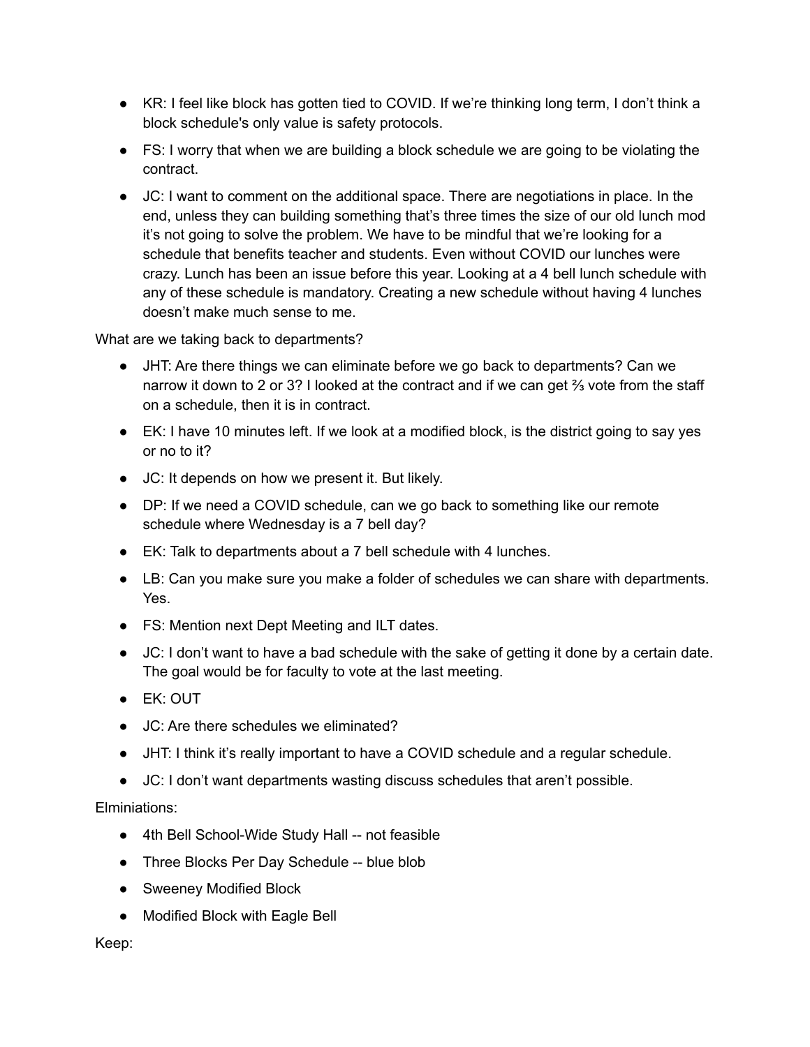- KR: I feel like block has gotten tied to COVID. If we're thinking long term, I don't think a block schedule's only value is safety protocols.
- FS: I worry that when we are building a block schedule we are going to be violating the contract.
- JC: I want to comment on the additional space. There are negotiations in place. In the end, unless they can building something that's three times the size of our old lunch mod it's not going to solve the problem. We have to be mindful that we're looking for a schedule that benefits teacher and students. Even without COVID our lunches were crazy. Lunch has been an issue before this year. Looking at a 4 bell lunch schedule with any of these schedule is mandatory. Creating a new schedule without having 4 lunches doesn't make much sense to me.

What are we taking back to departments?

- JHT: Are there things we can eliminate before we go back to departments? Can we narrow it down to 2 or 3? I looked at the contract and if we can get ⅔ vote from the staff on a schedule, then it is in contract.
- EK: I have 10 minutes left. If we look at a modified block, is the district going to say yes or no to it?
- JC: It depends on how we present it. But likely.
- DP: If we need a COVID schedule, can we go back to something like our remote schedule where Wednesday is a 7 bell day?
- EK: Talk to departments about a 7 bell schedule with 4 lunches.
- LB: Can you make sure you make a folder of schedules we can share with departments. Yes.
- FS: Mention next Dept Meeting and ILT dates.
- JC: I don't want to have a bad schedule with the sake of getting it done by a certain date. The goal would be for faculty to vote at the last meeting.
- EK: OUT
- JC: Are there schedules we eliminated?
- JHT: I think it's really important to have a COVID schedule and a regular schedule.
- JC: I don't want departments wasting discuss schedules that aren't possible.

Elminiations:

- 4th Bell School-Wide Study Hall -- not feasible
- Three Blocks Per Day Schedule -- blue blob
- Sweeney Modified Block
- Modified Block with Eagle Bell

Keep: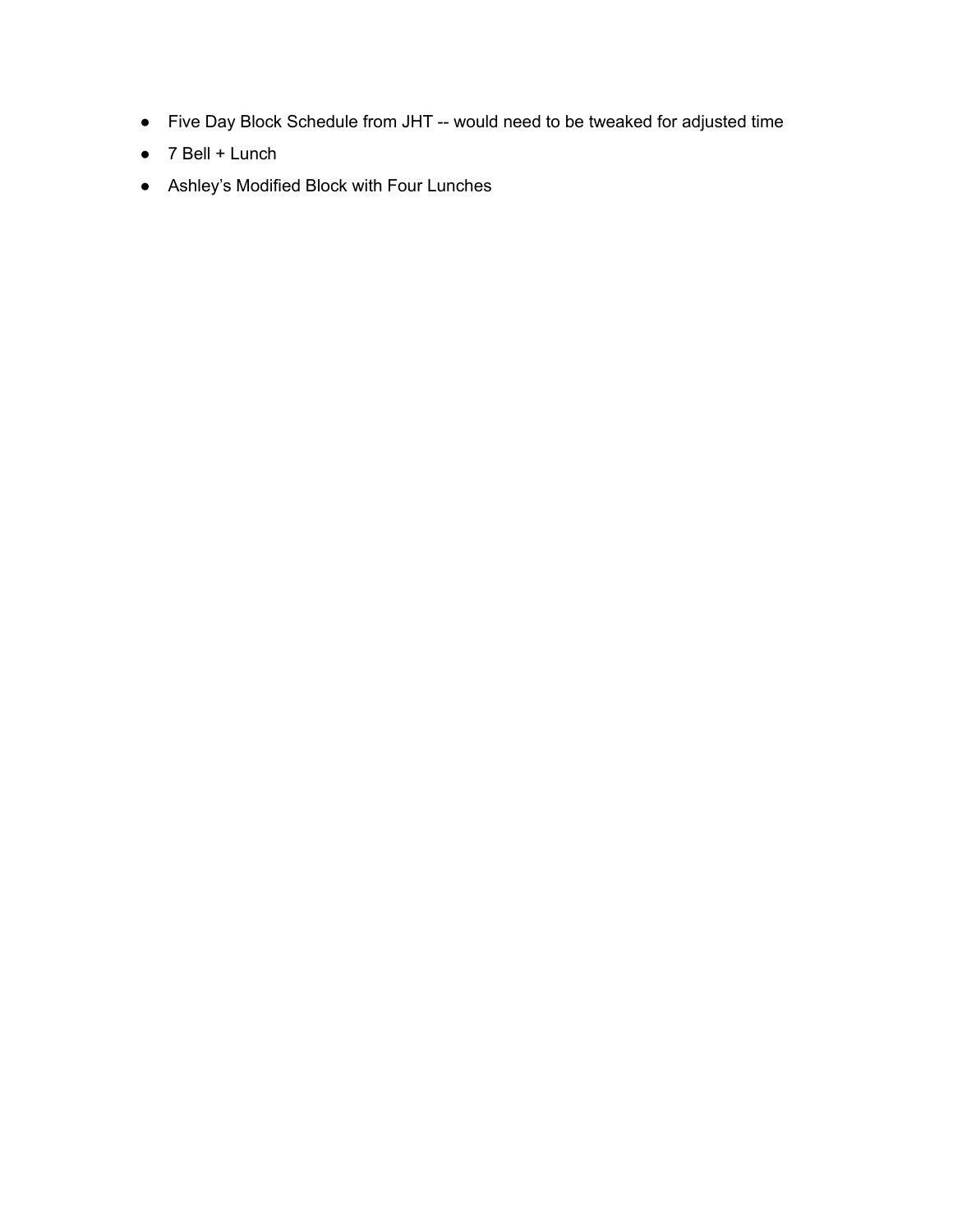- Five Day Block Schedule from JHT -- would need to be tweaked for adjusted time
- 7 Bell + Lunch
- Ashley's Modified Block with Four Lunches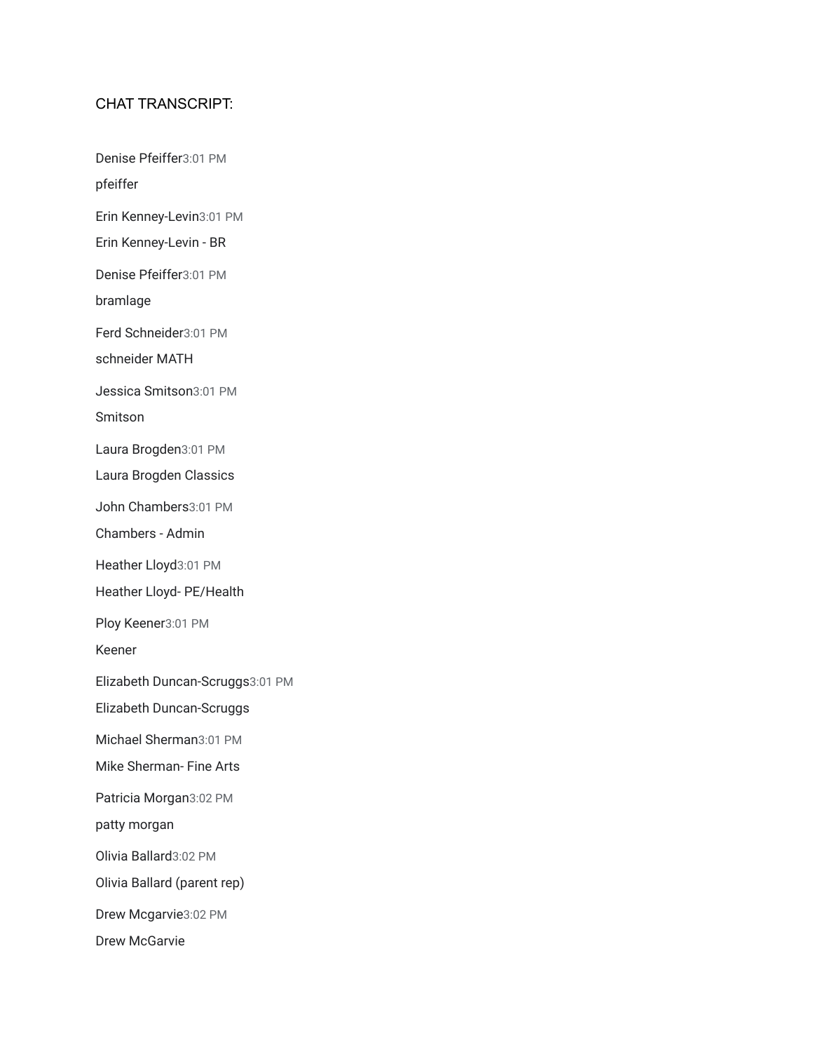CHAT TRANSCRIPT:

Denise Pfeiffer3:01 PM

pfeiffer

Erin Kenney-Levin3:01 PM

Erin Kenney-Levin - BR

Denise Pfeiffer3:01 PM

bramlage

Ferd Schneider3:01 PM

schneider MATH

Jessica Smitson3:01 PM

Smitson

Laura Brogden3:01 PM

Laura Brogden Classics

John Chambers3:01 PM

Chambers - Admin

Heather Lloyd3:01 PM

Heather Lloyd- PE/Health

Ploy Keener3:01 PM

Keener

Elizabeth Duncan-Scruggs3:01 PM

Elizabeth Duncan-Scruggs

Michael Sherman3:01 PM

Mike Sherman- Fine Arts

Patricia Morgan3:02 PM

patty morgan

Olivia Ballard3:02 PM

Olivia Ballard (parent rep)

Drew Mcgarvie3:02 PM

Drew McGarvie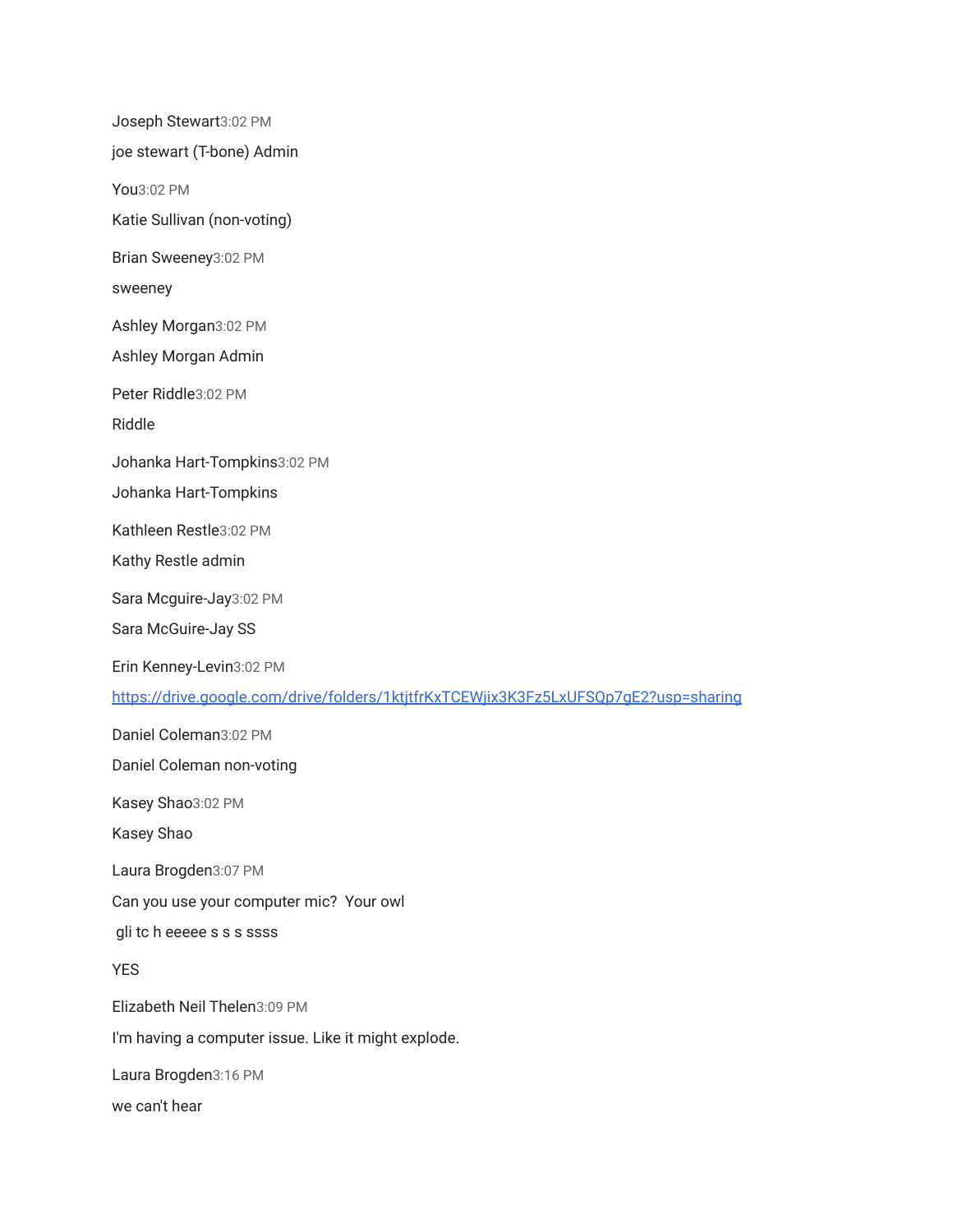Joseph Stewart3:02 PM

joe stewart (T-bone) Admin

You3:02 PM

Katie Sullivan (non-voting)

Brian Sweeney3:02 PM

sweeney

Ashley Morgan3:02 PM

Ashley Morgan Admin

Peter Riddle3:02 PM

Riddle

Johanka Hart-Tompkins3:02 PM

Johanka Hart-Tompkins

Kathleen Restle3:02 PM

Kathy Restle admin

Sara Mcguire-Jay3:02 PM

Sara McGuire-Jay SS

Erin Kenney-Levin3:02 PM

https://drive.google.com/drive/folders/1ktjtfrKxTCEWjix3K3Fz5LxUFSQp7gE2?usp=sharing

Daniel Coleman3:02 PM

Daniel Coleman non-voting

Kasey Shao3:02 PM

Kasey Shao

Laura Brogden3:07 PM

Can you use your computer mic?  Your owl

gli tc h eeeee s s s ssss

YES

Elizabeth Neil Thelen3:09 PM

I'm having a computer issue. Like it might explode.

Laura Brogden3:16 PM

we can't hear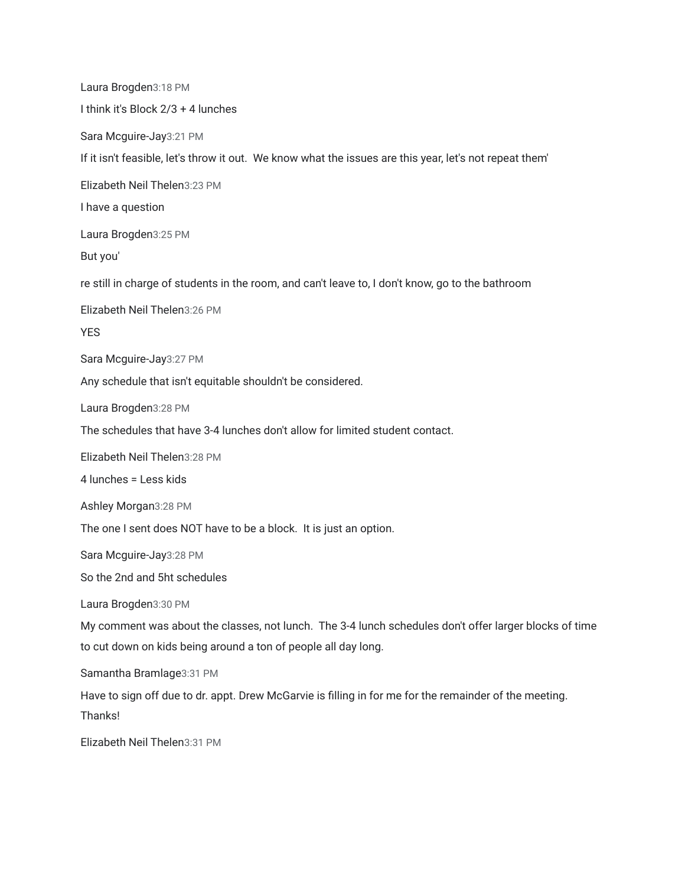Laura Brogden3:18 PM

I think it's Block 2/3 + 4 lunches

Sara Mcguire-Jay3:21 PM

If it isn't feasible, let's throw it out. We know what the issues are this year, let's not repeat them'

Elizabeth Neil Thelen3:23 PM

I have a question

Laura Brogden3:25 PM

But you'

re still in charge of students in the room, and can't leave to, I don't know, go to the bathroom

Elizabeth Neil Thelen3:26 PM

YES

Sara Mcguire-Jay3:27 PM

Any schedule that isn't equitable shouldn't be considered.

Laura Brogden3:28 PM

The schedules that have 3-4 lunches don't allow for limited student contact.

Elizabeth Neil Thelen3:28 PM

4 lunches = Less kids

Ashley Morgan3:28 PM

The one I sent does NOT have to be a block. It is just an option.

Sara Mcguire-Jay3:28 PM

So the 2nd and 5ht schedules

Laura Brogden3:30 PM

My comment was about the classes, not lunch. The 3-4 lunch schedules don't offer larger blocks of time to cut down on kids being around a ton of people all day long.

Samantha Bramlage3:31 PM

Have to sign off due to dr. appt. Drew McGarvie is filling in for me for the remainder of the meeting. Thanks!

Elizabeth Neil Thelen3:31 PM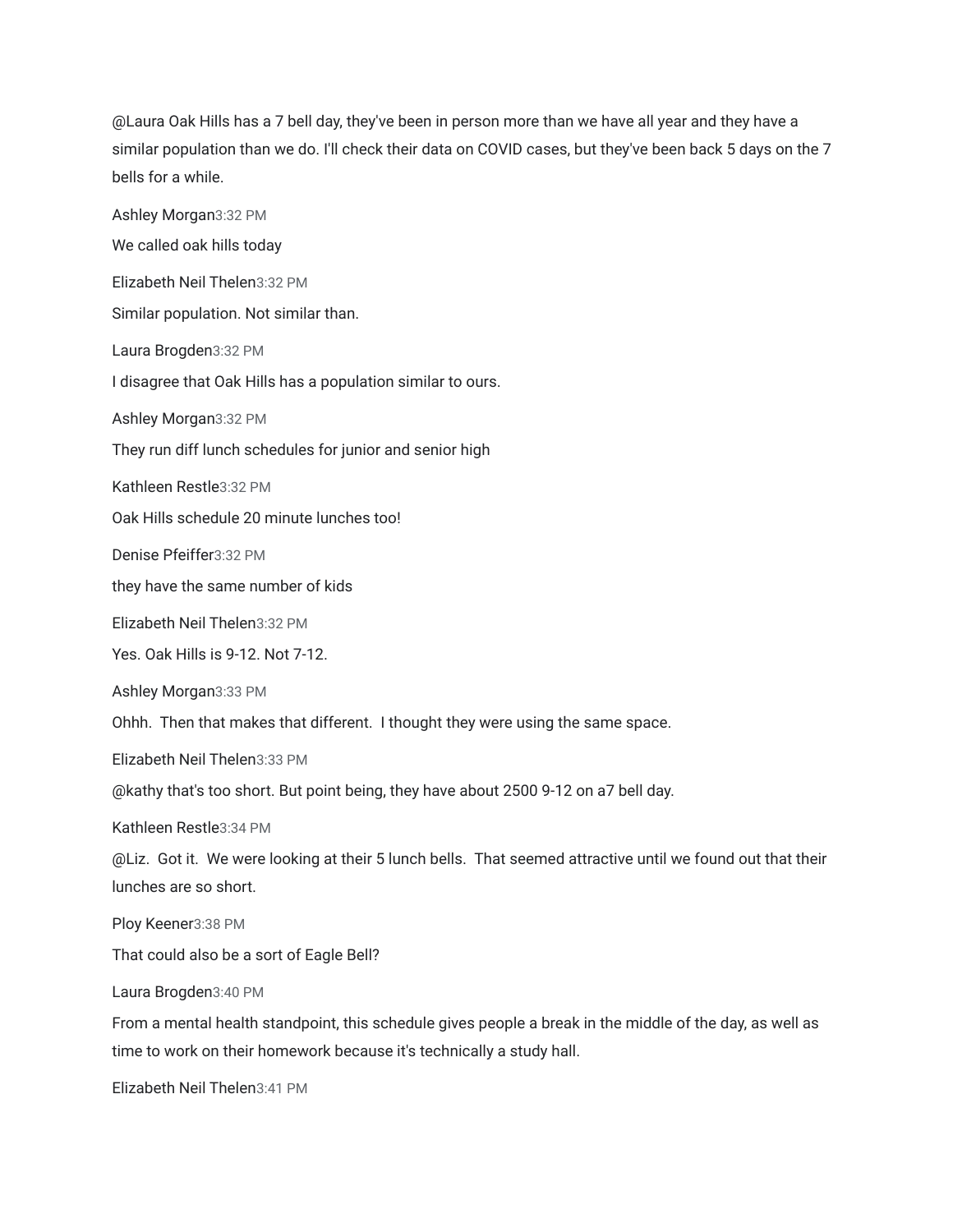@Laura Oak Hills has a 7 bell day, they've been in person more than we have all year and they have a similar population than we do. I'll check their data on COVID cases, but they've been back 5 days on the 7 bells for a while.

Ashley Morgan3:32 PM

We called oak hills today

Elizabeth Neil Thelen3:32 PM

Similar population. Not similar than.

Laura Brogden3:32 PM

I disagree that Oak Hills has a population similar to ours.

Ashley Morgan3:32 PM

They run diff lunch schedules for junior and senior high

Kathleen Restle3:32 PM

Oak Hills schedule 20 minute lunches too!

Denise Pfeiffer3:32 PM

they have the same number of kids

Elizabeth Neil Thelen3:32 PM

Yes. Oak Hills is 9-12. Not 7-12.

Ashley Morgan3:33 PM

Ohhh. Then that makes that different. I thought they were using the same space.

Elizabeth Neil Thelen3:33 PM

@kathy that's too short. But point being, they have about 2500 9-12 on a7 bell day.

Kathleen Restle3:34 PM

@Liz. Got it. We were looking at their 5 lunch bells. That seemed attractive until we found out that their lunches are so short.

Ploy Keener3:38 PM

That could also be a sort of Eagle Bell?

Laura Brogden3:40 PM

From a mental health standpoint, this schedule gives people a break in the middle of the day, as well as time to work on their homework because it's technically a study hall.

Elizabeth Neil Thelen3:41 PM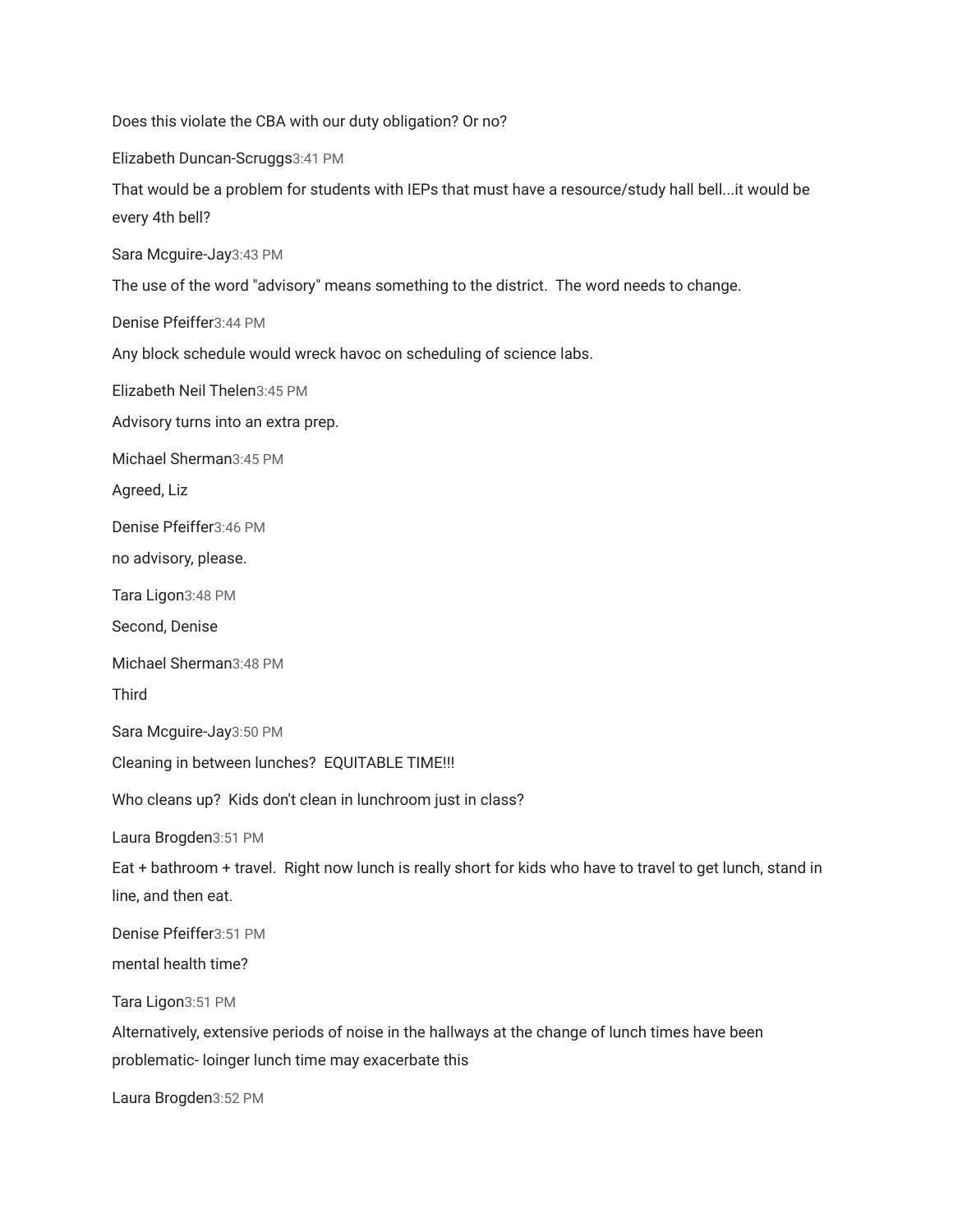Does this violate the CBA with our duty obligation? Or no?

Elizabeth Duncan-Scruggs3:41 PM

That would be a problem for students with IEPs that must have a resource/study hall bell...it would be every 4th bell?

Sara Mcguire-Jay3:43 PM

The use of the word "advisory" means something to the district. The word needs to change.

Denise Pfeiffer3:44 PM

Any block schedule would wreck havoc on scheduling of science labs.

Elizabeth Neil Thelen3:45 PM

Advisory turns into an extra prep.

Michael Sherman3:45 PM

Agreed, Liz

Denise Pfeiffer3:46 PM

no advisory, please.

Tara Ligon3:48 PM

Second, Denise

Michael Sherman3:48 PM

Third

Sara Mcguire-Jay3:50 PM

Cleaning in between lunches? EQUITABLE TIME!!!

Who cleans up? Kids don't clean in lunchroom just in class?

Laura Brogden3:51 PM

Eat + bathroom + travel. Right now lunch is really short for kids who have to travel to get lunch, stand in line, and then eat.

Denise Pfeiffer3:51 PM

mental health time?

Tara Ligon3:51 PM

Alternatively, extensive periods of noise in the hallways at the change of lunch times have been problematic- loinger lunch time may exacerbate this

Laura Brogden3:52 PM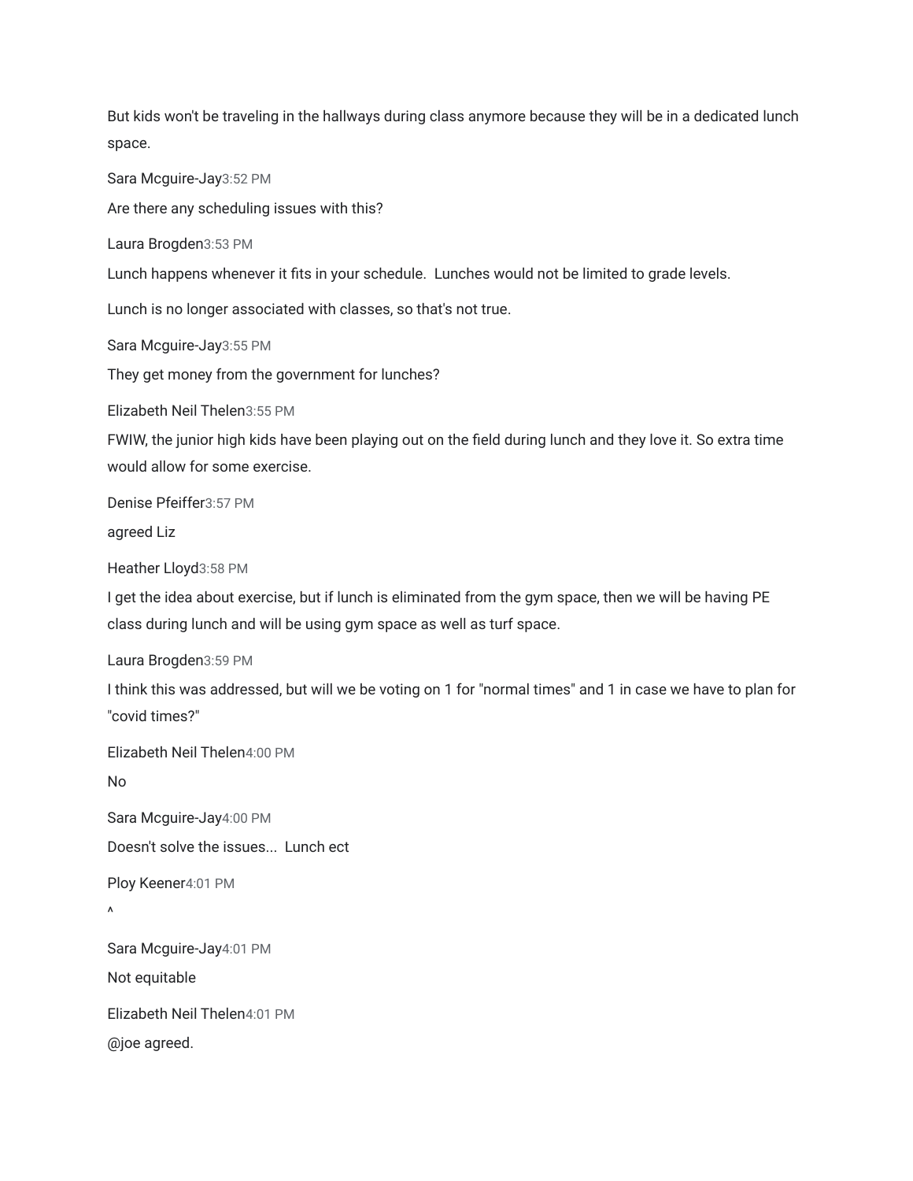But kids won't be traveling in the hallways during class anymore because they will be in a dedicated lunch space.

Sara Mcguire-Jay3:52 PM

Are there any scheduling issues with this?

Laura Brogden3:53 PM

Lunch happens whenever it fits in your schedule.  Lunches would not be limited to grade levels.

Lunch is no longer associated with classes, so that's not true.

Sara Mcguire-Jay3:55 PM

They get money from the government for lunches?

Elizabeth Neil Thelen3:55 PM

FWIW, the junior high kids have been playing out on the field during lunch and they love it. So extra time would allow for some exercise.

Denise Pfeiffer3:57 PM

agreed Liz

Heather Lloyd3:58 PM

I get the idea about exercise, but if lunch is eliminated from the gym space, then we will be having PE class during lunch and will be using gym space as well as turf space.

Laura Brogden3:59 PM

I think this was addressed, but will we be voting on 1 for "normal times" and 1 in case we have to plan for "covid times?"

Elizabeth Neil Thelen4:00 PM

No

Sara Mcguire-Jay4:00 PM

Doesn't solve the issues...  Lunch ect

Ploy Keener4:01 PM

^

Sara Mcguire-Jay4:01 PM

Not equitable

Elizabeth Neil Thelen4:01 PM

@joe agreed.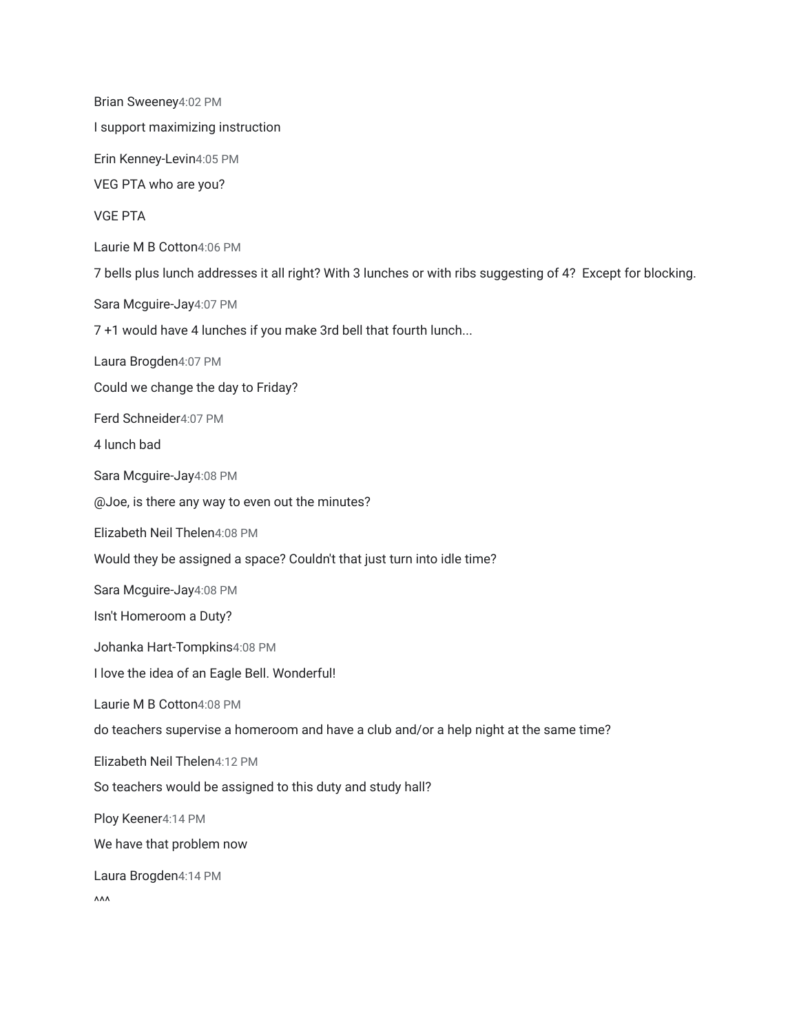Brian Sweeney 4:02 PM

I support maximizing instruction

Erin Kenney-Levin 4:05 PM

VEG PTA who are you?

VGE PTA

Laurie M B Cotton 4:06 PM

7 bells plus lunch addresses it all right? With 3 lunches or with ribs suggesting of 4?  Except for blocking.

Sara Mcguire-Jay 4:07 PM

7 +1 would have 4 lunches if you make 3rd bell that fourth lunch...

Laura Brogden 4:07 PM

Could we change the day to Friday?

Ferd Schneider 4:07 PM

4 lunch bad

Sara Mcguire-Jay 4:08 PM

@Joe, is there any way to even out the minutes?

Elizabeth Neil Thelen 4:08 PM

Would they be assigned a space? Couldn't that just turn into idle time?

Sara Mcguire-Jay 4:08 PM

Isn't Homeroom a Duty?

Johanka Hart-Tompkins 4:08 PM

I love the idea of an Eagle Bell. Wonderful!

Laurie M B Cotton 4:08 PM

do teachers supervise a homeroom and have a club and/or a help night at the same time?

Elizabeth Neil Thelen 4:12 PM

So teachers would be assigned to this duty and study hall?

Ploy Keener 4:14 PM

We have that problem now

Laura Brogden 4:14 PM

^^^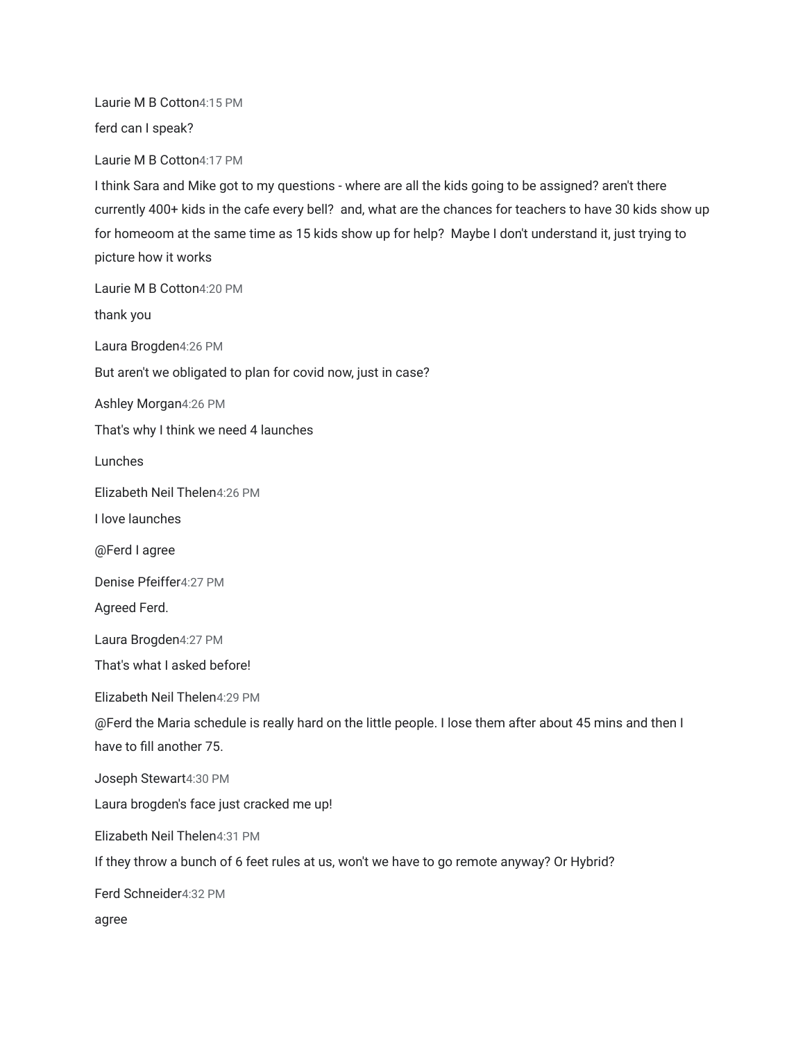Laurie M B Cotton4:15 PM

ferd can I speak?

Laurie M B Cotton4:17 PM

I think Sara and Mike got to my questions - where are all the kids going to be assigned? aren't there currently 400+ kids in the cafe every bell? and, what are the chances for teachers to have 30 kids show up for homeoom at the same time as 15 kids show up for help? Maybe I don't understand it, just trying to picture how it works

Laurie M B Cotton4:20 PM

thank you

Laura Brogden4:26 PM

But aren't we obligated to plan for covid now, just in case?

Ashley Morgan4:26 PM

That's why I think we need 4 launches

Lunches

Elizabeth Neil Thelen4:26 PM

I love launches

@Ferd I agree

Denise Pfeiffer4:27 PM

Agreed Ferd.

Laura Brogden4:27 PM

That's what I asked before!

Elizabeth Neil Thelen4:29 PM

@Ferd the Maria schedule is really hard on the little people. I lose them after about 45 mins and then I have to fill another 75.

Joseph Stewart4:30 PM

Laura brogden's face just cracked me up!

Elizabeth Neil Thelen4:31 PM

If they throw a bunch of 6 feet rules at us, won't we have to go remote anyway? Or Hybrid?

Ferd Schneider4:32 PM

agree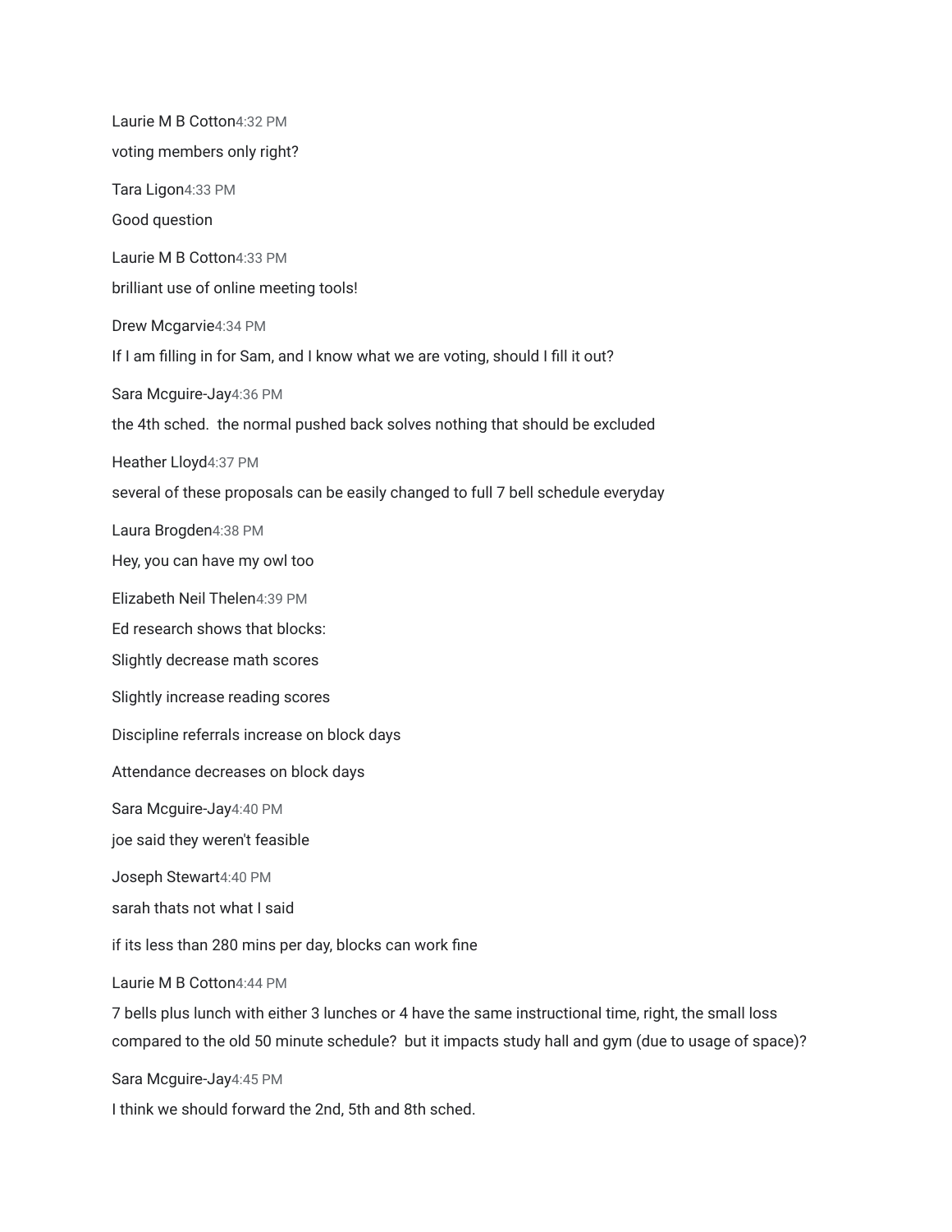Laurie M B Cotton4:32 PM

voting members only right?

Tara Ligon4:33 PM

Good question

Laurie M B Cotton4:33 PM

brilliant use of online meeting tools!

Drew Mcgarvie4:34 PM

If I am filling in for Sam, and I know what we are voting, should I fill it out?

Sara Mcguire-Jay4:36 PM

the 4th sched.  the normal pushed back solves nothing that should be excluded

Heather Lloyd4:37 PM

several of these proposals can be easily changed to full 7 bell schedule everyday

Laura Brogden4:38 PM

Hey, you can have my owl too

Elizabeth Neil Thelen4:39 PM

Ed research shows that blocks:

Slightly decrease math scores

Slightly increase reading scores

Discipline referrals increase on block days

Attendance decreases on block days

Sara Mcguire-Jay4:40 PM

joe said they weren't feasible

Joseph Stewart4:40 PM

sarah thats not what I said

if its less than 280 mins per day, blocks can work fine

Laurie M B Cotton4:44 PM

7 bells plus lunch with either 3 lunches or 4 have the same instructional time, right, the small loss compared to the old 50 minute schedule?  but it impacts study hall and gym (due to usage of space)?

Sara Mcguire-Jay4:45 PM

I think we should forward the 2nd, 5th and 8th sched.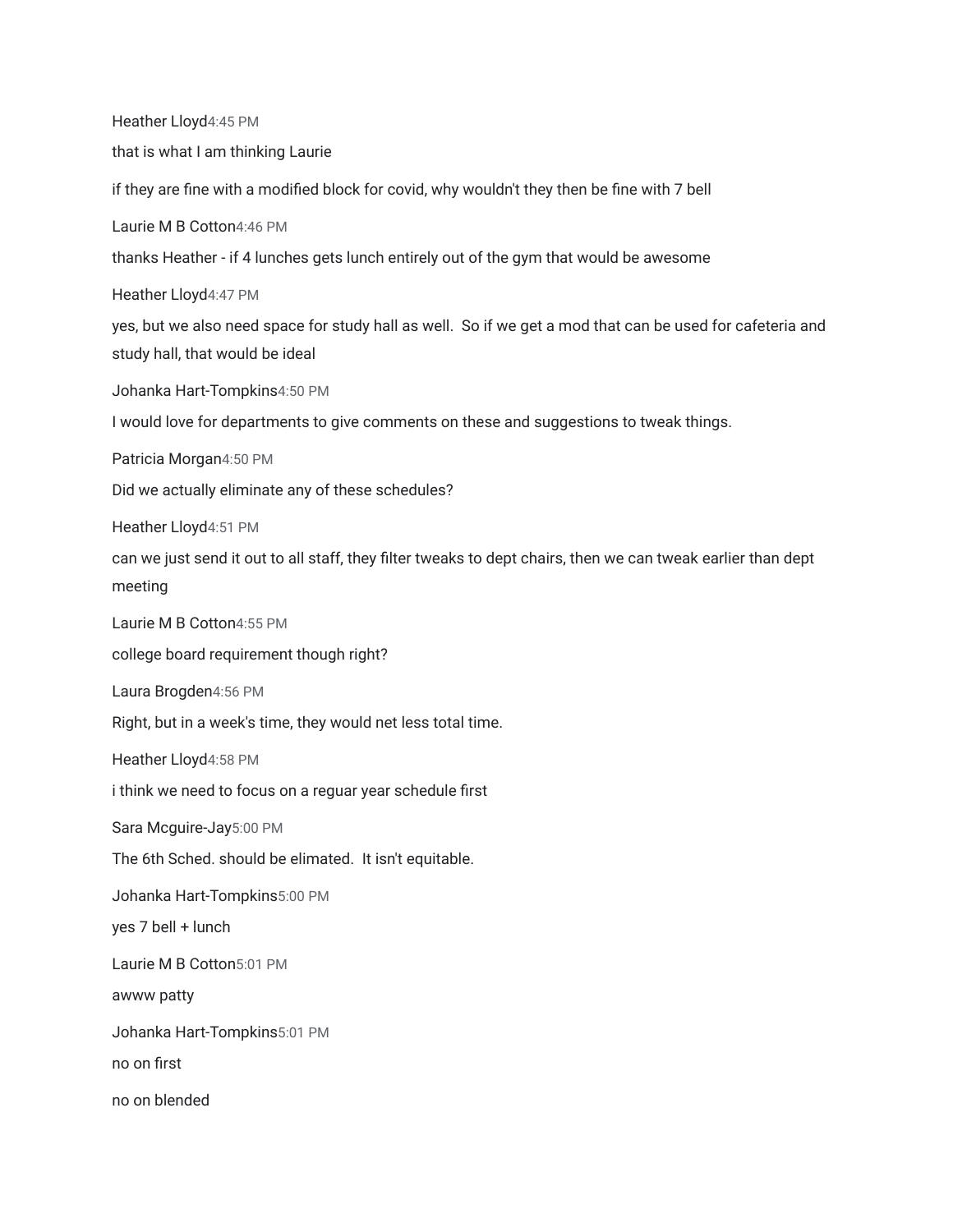Heather Lloyd 4:45 PM

that is what I am thinking Laurie

if they are fine with a modified block for covid, why wouldn't they then be fine with 7 bell

Laurie M B Cotton 4:46 PM

thanks Heather - if 4 lunches gets lunch entirely out of the gym that would be awesome

Heather Lloyd 4:47 PM

yes, but we also need space for study hall as well. So if we get a mod that can be used for cafeteria and study hall, that would be ideal

Johanka Hart-Tompkins 4:50 PM

I would love for departments to give comments on these and suggestions to tweak things.

Patricia Morgan 4:50 PM

Did we actually eliminate any of these schedules?

Heather Lloyd 4:51 PM

can we just send it out to all staff, they filter tweaks to dept chairs, then we can tweak earlier than dept meeting

Laurie M B Cotton 4:55 PM

college board requirement though right?

Laura Brogden 4:56 PM

Right, but in a week's time, they would net less total time.

Heather Lloyd 4:58 PM

i think we need to focus on a reguar year schedule first

Sara Mcguire-Jay 5:00 PM

The 6th Sched. should be elimated. It isn't equitable.

Johanka Hart-Tompkins 5:00 PM

yes 7 bell + lunch

Laurie M B Cotton 5:01 PM

awww patty

Johanka Hart-Tompkins 5:01 PM

no on first

no on blended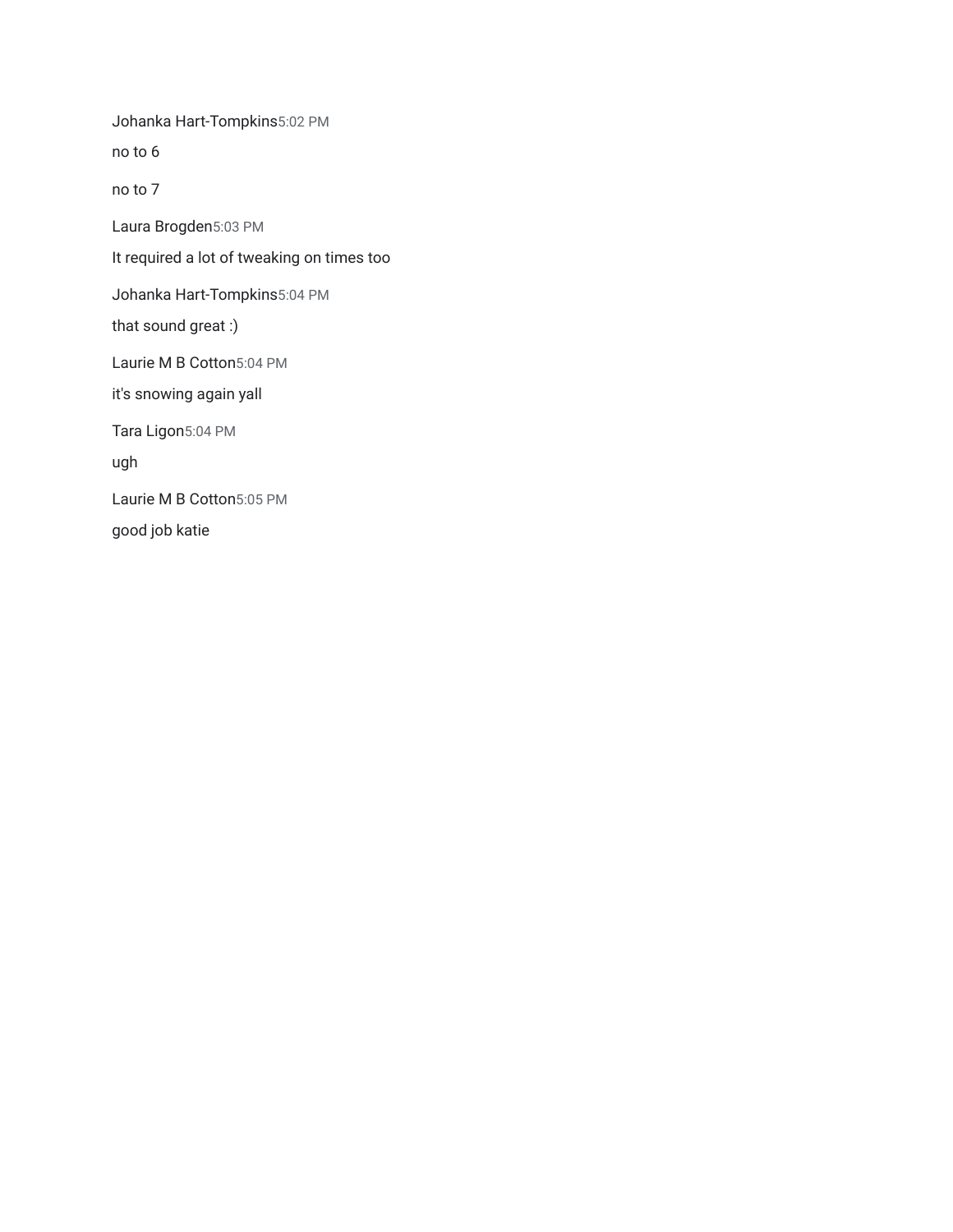Johanka Hart-Tompkins5:02 PM

no to 6

no to 7

Laura Brogden5:03 PM

It required a lot of tweaking on times too

Johanka Hart-Tompkins5:04 PM

that sound great :)

Laurie M B Cotton5:04 PM

it's snowing again yall

Tara Ligon5:04 PM

ugh

Laurie M B Cotton5:05 PM

good job katie